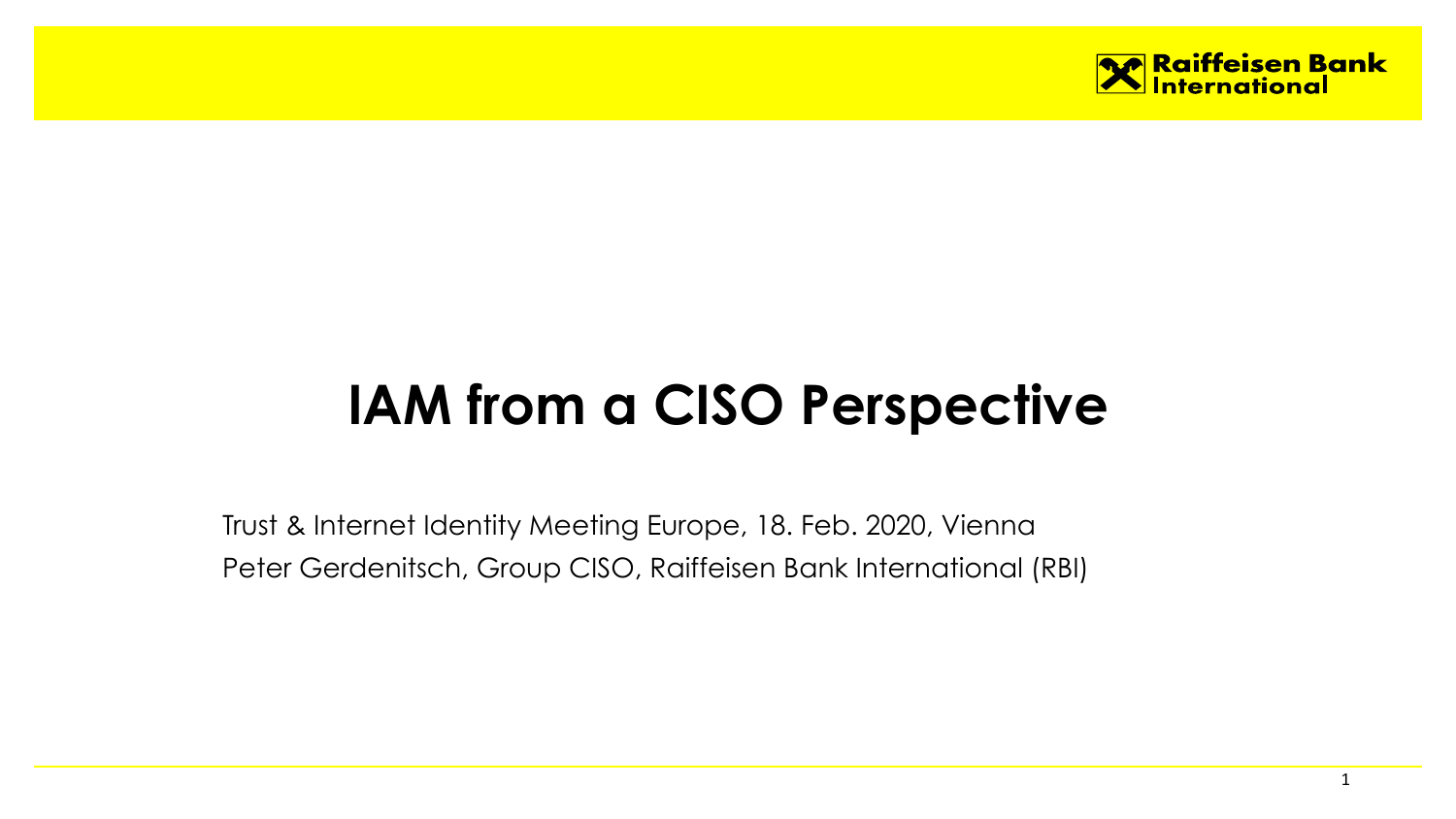Raiffeisen Bank International

# IAM from a CISO Perspective

Trust & Internet Identity Meeting Europe, 18. Feb. 2020, Vienna

Peter Gerdenitsch, Group CISO, Raiffeisen Bank International (RBI)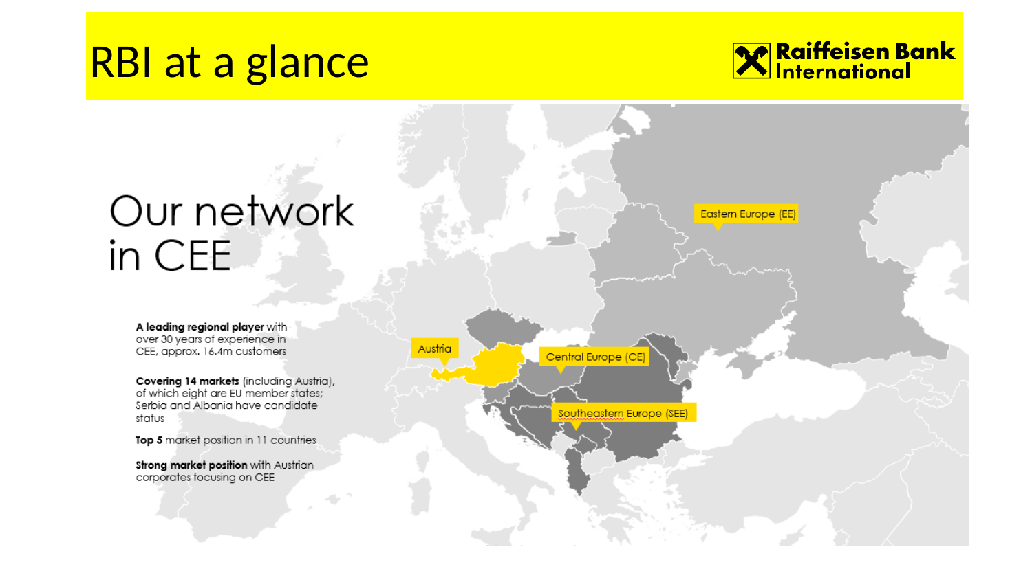# RBI at a glance

Raiffeisen Bank International

## Our network in CEE

**A leading regional player** with over 30 years of experience in CEE, approx. 16.4m customers

**Covering 14 markets** (including Austria), of which eight are EU member states; Serbia and Albania have candidate status

**Top 5** market position in 11 countries

**Strong market position** with Austrian corporates focusing on CEE

Austria

Central Europe (CE)

Southeastern Europe (SEE)

Eastern Europe (EE)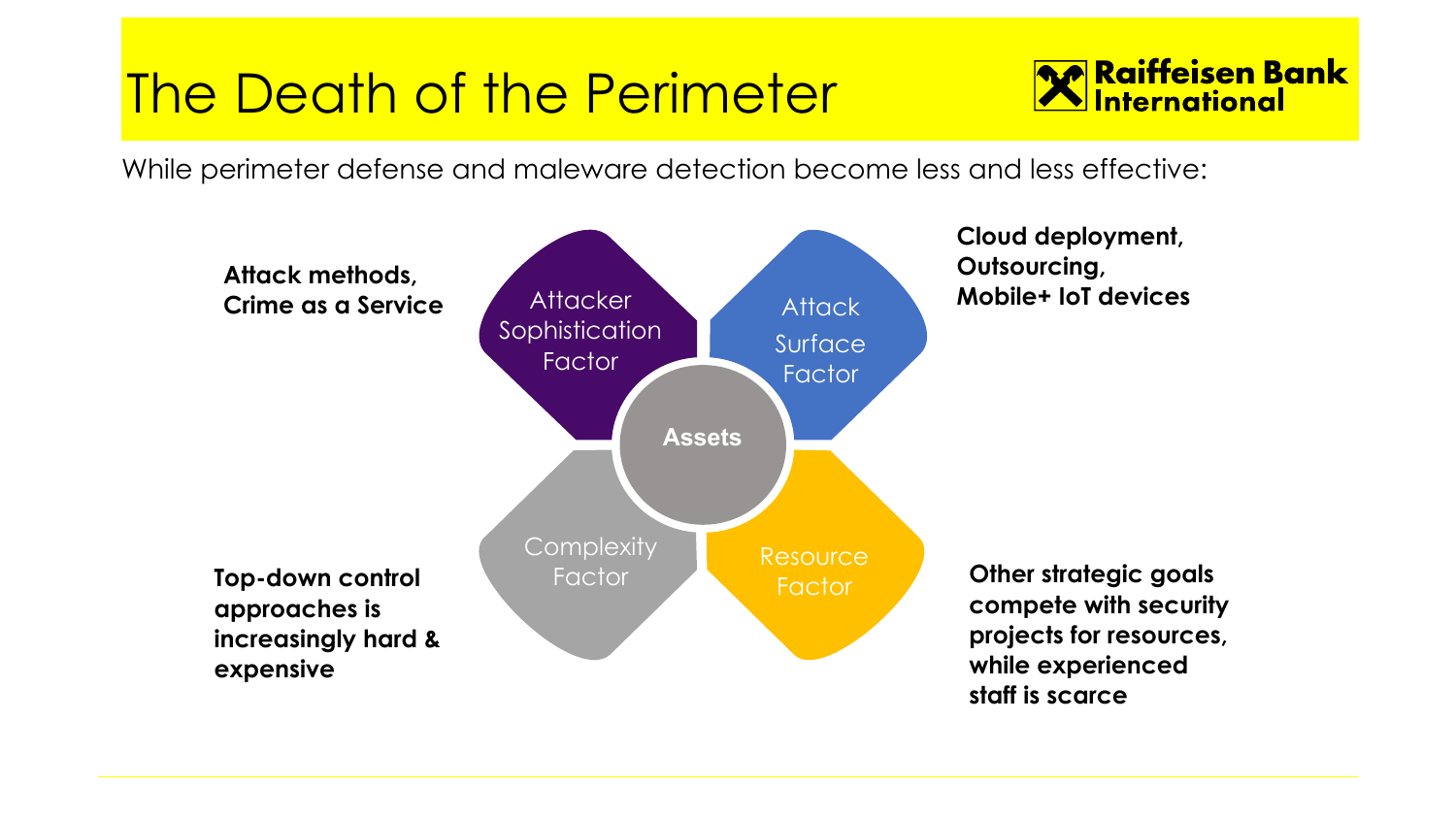# The Death of the Perimeter

While perimeter defense and maleware detection become less and less effective:

**Attack methods, Crime as a Service**

Attacker Sophistication Factor

**Cloud deployment, Outsourcing, Mobile+ IoT devices**

Attack Surface Factor

**Assets**

Complexity Factor

**Top-down control approaches is increasingly hard & expensive**

Resource Factor

**Other strategic goals compete with security projects for resources, while experienced staff is scarce**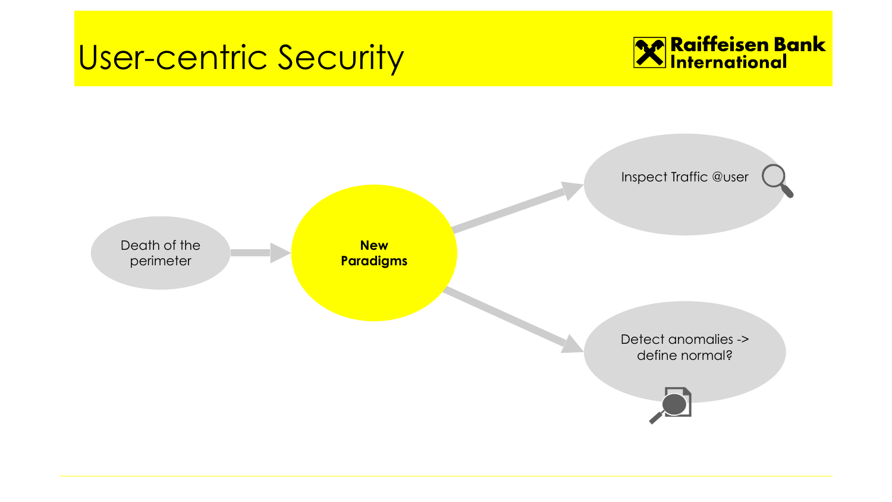# User-centric Security

Death of the perimeter

**New Paradigms**

Inspect Traffic @user

Detect anomalies -> define normal?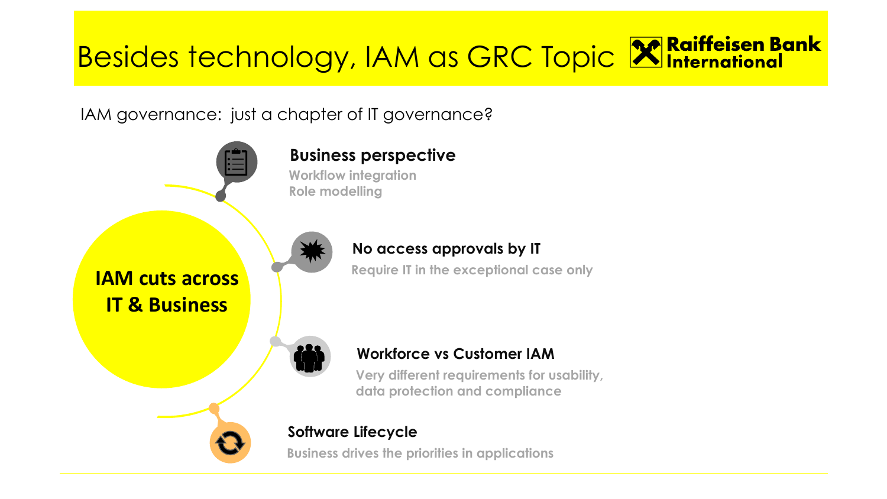# Besides technology, IAM as GRC Topic

Raiffeisen Bank International

IAM governance: just a chapter of IT governance?

**IAM cuts across IT & Business**

**Business perspective**

Workflow integration
Role modelling

**No access approvals by IT**

Require IT in the exceptional case only

**Workforce vs Customer IAM**

Very different requirements for usability, data protection and compliance

**Software Lifecycle**

Business drives the priorities in applications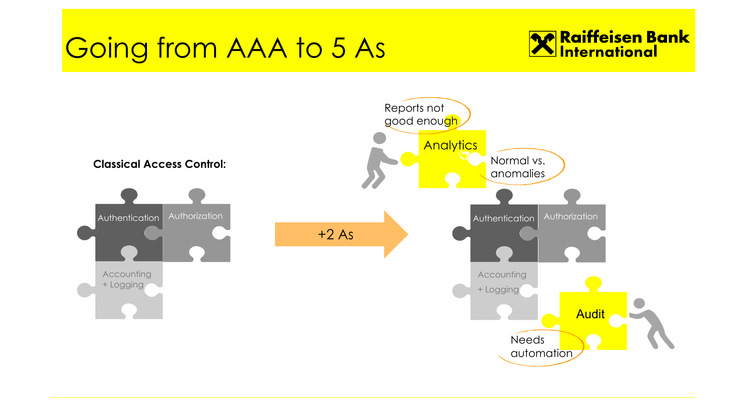# Going from AAA to 5 As

**Classical Access Control:**

Authentication

Authorization

Accounting + Logging

+2 As

Reports not good enough

Analytics

Normal vs. anomalies

Authentication

Authorization

Accounting + Logging

Audit

Needs automation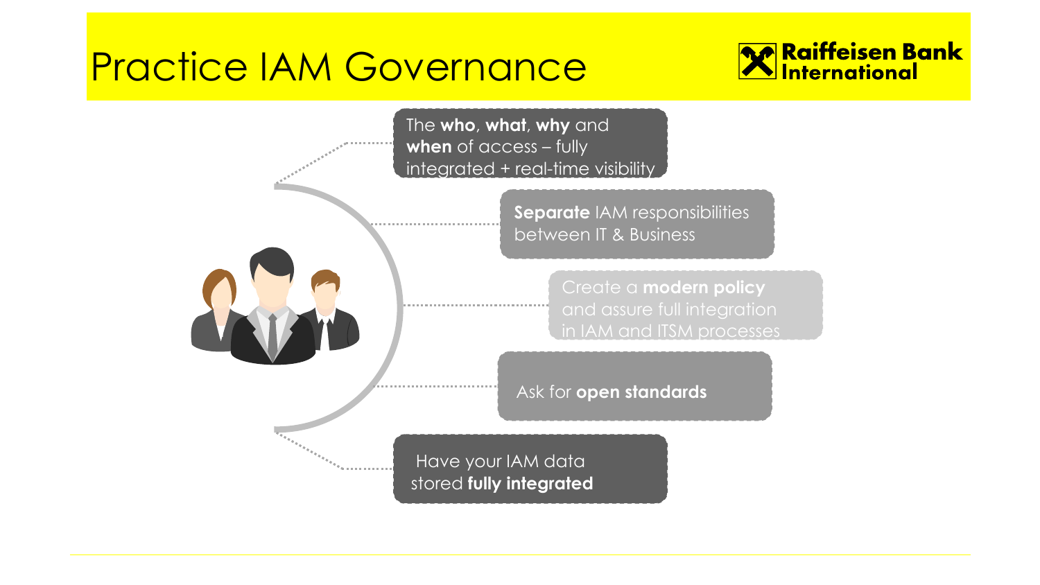# Practice IAM Governance

- The **who**, **what**, **why** and **when** of access – fully integrated + real-time visibility
- **Separate** IAM responsibilities between IT & Business
- Create a **modern policy** and assure full integration in IAM and ITSM processes
- Ask for **open standards**
- Have your IAM data stored **fully integrated**